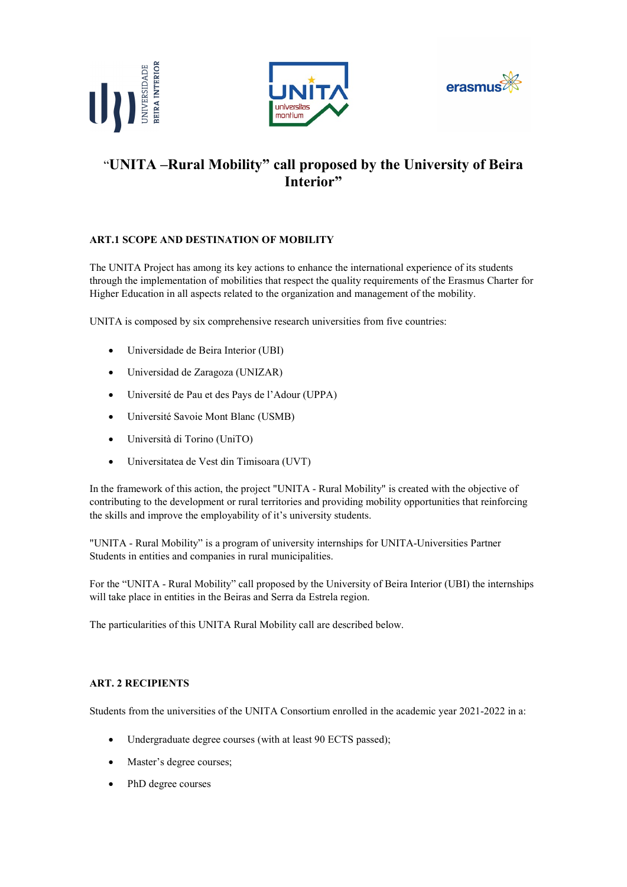# "UNITA –Rural Mobility" call proposed by the University of Beira Interior"

### ART.1 SCOPE AND DESTINATION OF MOBILITY

The UNITA Project has among its key actions to enhance the international experience of its students through the implementation of mobilities that respect the quality requirements of the Erasmus Charter for Higher Education in all aspects related to the organization and management of the mobility.

UNITA is composed by six comprehensive research universities from five countries:

- Universidade de Beira Interior (UBI)
- Universidad de Zaragoza (UNIZAR)
- Université de Pau et des Pays de l'Adour (UPPA)
- Université Savoie Mont Blanc (USMB)
- Università di Torino (UniTO)
- Universitatea de Vest din Timisoara (UVT)

In the framework of this action, the project "UNITA - Rural Mobility" is created with the objective of contributing to the development or rural territories and providing mobility opportunities that reinforcing the skills and improve the employability of it's university students.

"UNITA - Rural Mobility" is a program of university internships for UNITA-Universities Partner Students in entities and companies in rural municipalities.

For the "UNITA - Rural Mobility" call proposed by the University of Beira Interior (UBI) the internships will take place in entities in the Beiras and Serra da Estrela region.

The particularities of this UNITA Rural Mobility call are described below.

### ART. 2 RECIPIENTS

Students from the universities of the UNITA Consortium enrolled in the academic year 2021-2022 in a:

- Undergraduate degree courses (with at least 90 ECTS passed);
- Master's degree courses;
- PhD degree courses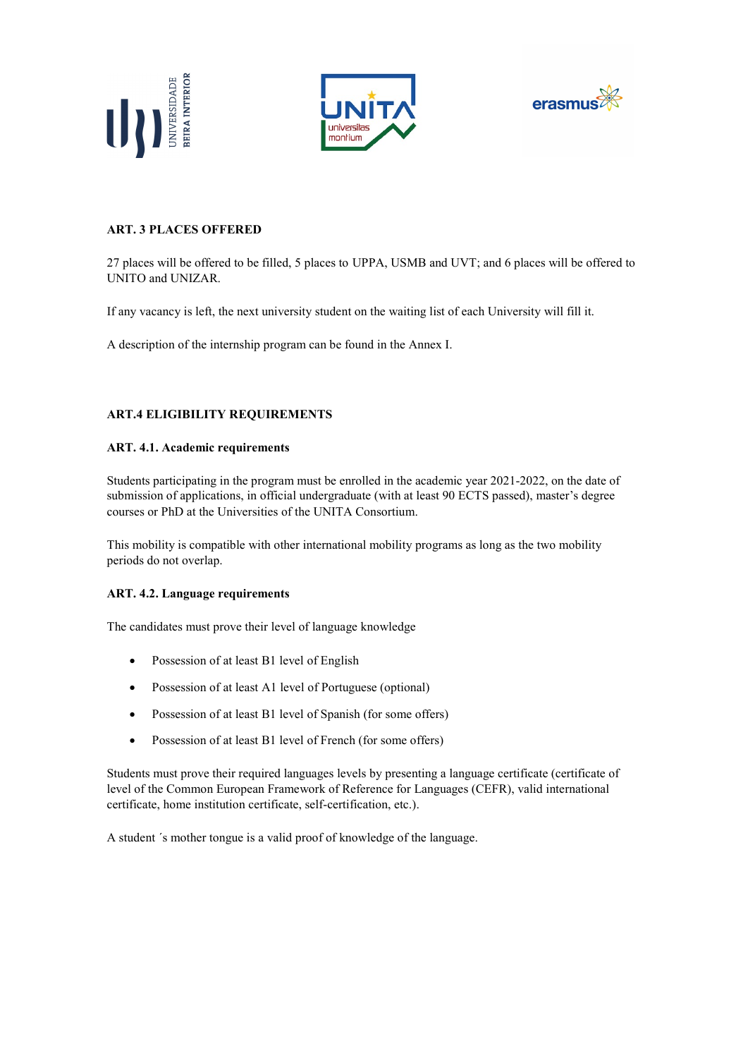**ART. 3 PLACES OFFERED**

27 places will be offered to be filled, 5 places to UPPA, USMB and UVT; and 6 places will be offered to UNITO and UNIZAR.

If any vacancy is left, the next university student on the waiting list of each University will fill it.

A description of the internship program can be found in the Annex I.

**ART.4 ELIGIBILITY REQUIREMENTS**

**ART. 4.1. Academic requirements**

Students participating in the program must be enrolled in the academic year 2021-2022, on the date of submission of applications, in official undergraduate (with at least 90 ECTS passed), master's degree courses or PhD at the Universities of the UNITA Consortium.

This mobility is compatible with other international mobility programs as long as the two mobility periods do not overlap.

**ART. 4.2. Language requirements**

The candidates must prove their level of language knowledge

- Possession of at least B1 level of English
- Possession of at least A1 level of Portuguese (optional)
- Possession of at least B1 level of Spanish (for some offers)
- Possession of at least B1 level of French (for some offers)

Students must prove their required languages levels by presenting a language certificate (certificate of level of the Common European Framework of Reference for Languages (CEFR), valid international certificate, home institution certificate, self-certification, etc.).

A student ´s mother tongue is a valid proof of knowledge of the language.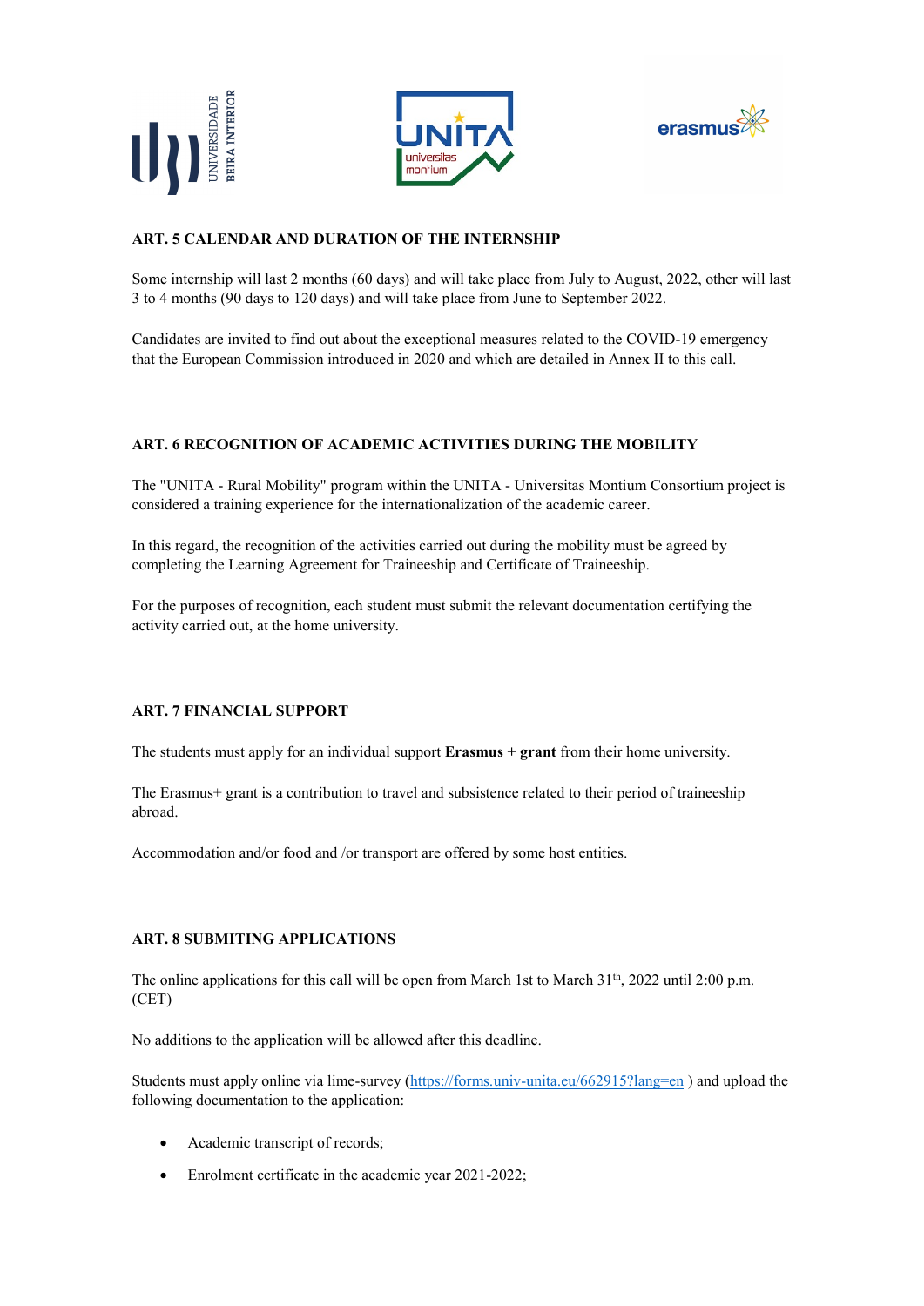## ART. 5 CALENDAR AND DURATION OF THE INTERNSHIP

Some internship will last 2 months (60 days) and will take place from July to August, 2022, other will last 3 to 4 months (90 days to 120 days) and will take place from June to September 2022.

Candidates are invited to find out about the exceptional measures related to the COVID-19 emergency that the European Commission introduced in 2020 and which are detailed in Annex II to this call.

## ART. 6 RECOGNITION OF ACADEMIC ACTIVITIES DURING THE MOBILITY

The "UNITA - Rural Mobility" program within the UNITA - Universitas Montium Consortium project is considered a training experience for the internationalization of the academic career.

In this regard, the recognition of the activities carried out during the mobility must be agreed by completing the Learning Agreement for Traineeship and Certificate of Traineeship.

For the purposes of recognition, each student must submit the relevant documentation certifying the activity carried out, at the home university.

## ART. 7 FINANCIAL SUPPORT

The students must apply for an individual support **Erasmus + grant** from their home university.

The Erasmus+ grant is a contribution to travel and subsistence related to their period of traineeship abroad.

Accommodation and/or food and /or transport are offered by some host entities.

## ART. 8 SUBMITING APPLICATIONS

The online applications for this call will be open from March 1st to March 31th, 2022 until 2:00 p.m. (CET)

No additions to the application will be allowed after this deadline.

Students must apply online via lime-survey (https://forms.univ-unita.eu/662915?lang=en ) and upload the following documentation to the application:

- Academic transcript of records;
- Enrolment certificate in the academic year 2021-2022;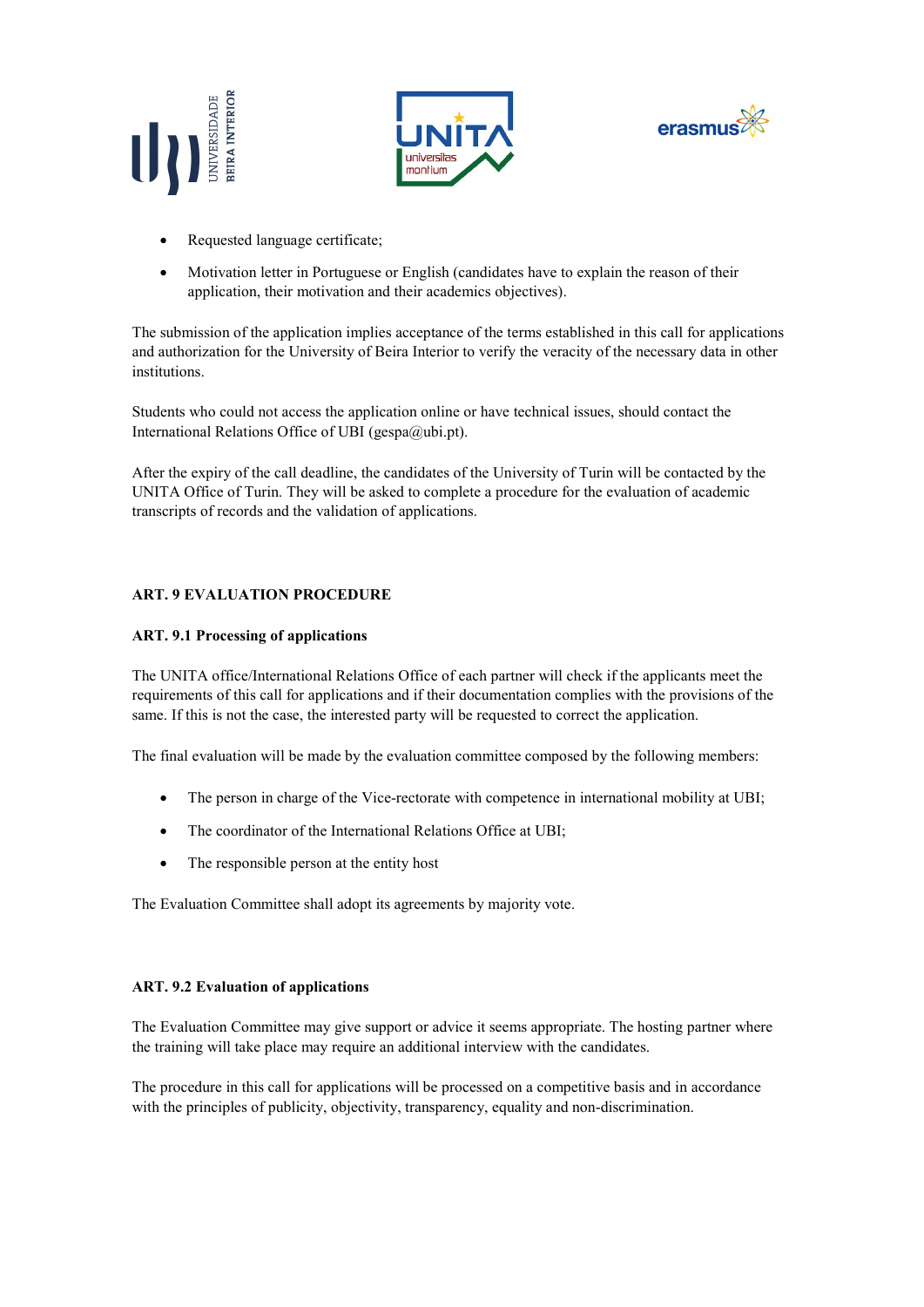- Requested language certificate;
- Motivation letter in Portuguese or English (candidates have to explain the reason of their application, their motivation and their academics objectives).

The submission of the application implies acceptance of the terms established in this call for applications and authorization for the University of Beira Interior to verify the veracity of the necessary data in other institutions.

Students who could not access the application online or have technical issues, should contact the International Relations Office of UBI (gespa@ubi.pt).

After the expiry of the call deadline, the candidates of the University of Turin will be contacted by the UNITA Office of Turin. They will be asked to complete a procedure for the evaluation of academic transcripts of records and the validation of applications.

## ART. 9 EVALUATION PROCEDURE

### ART. 9.1 Processing of applications

The UNITA office/International Relations Office of each partner will check if the applicants meet the requirements of this call for applications and if their documentation complies with the provisions of the same. If this is not the case, the interested party will be requested to correct the application.

The final evaluation will be made by the evaluation committee composed by the following members:

- The person in charge of the Vice-rectorate with competence in international mobility at UBI;
- The coordinator of the International Relations Office at UBI;
- The responsible person at the entity host

The Evaluation Committee shall adopt its agreements by majority vote.

### ART. 9.2 Evaluation of applications

The Evaluation Committee may give support or advice it seems appropriate. The hosting partner where the training will take place may require an additional interview with the candidates.

The procedure in this call for applications will be processed on a competitive basis and in accordance with the principles of publicity, objectivity, transparency, equality and non-discrimination.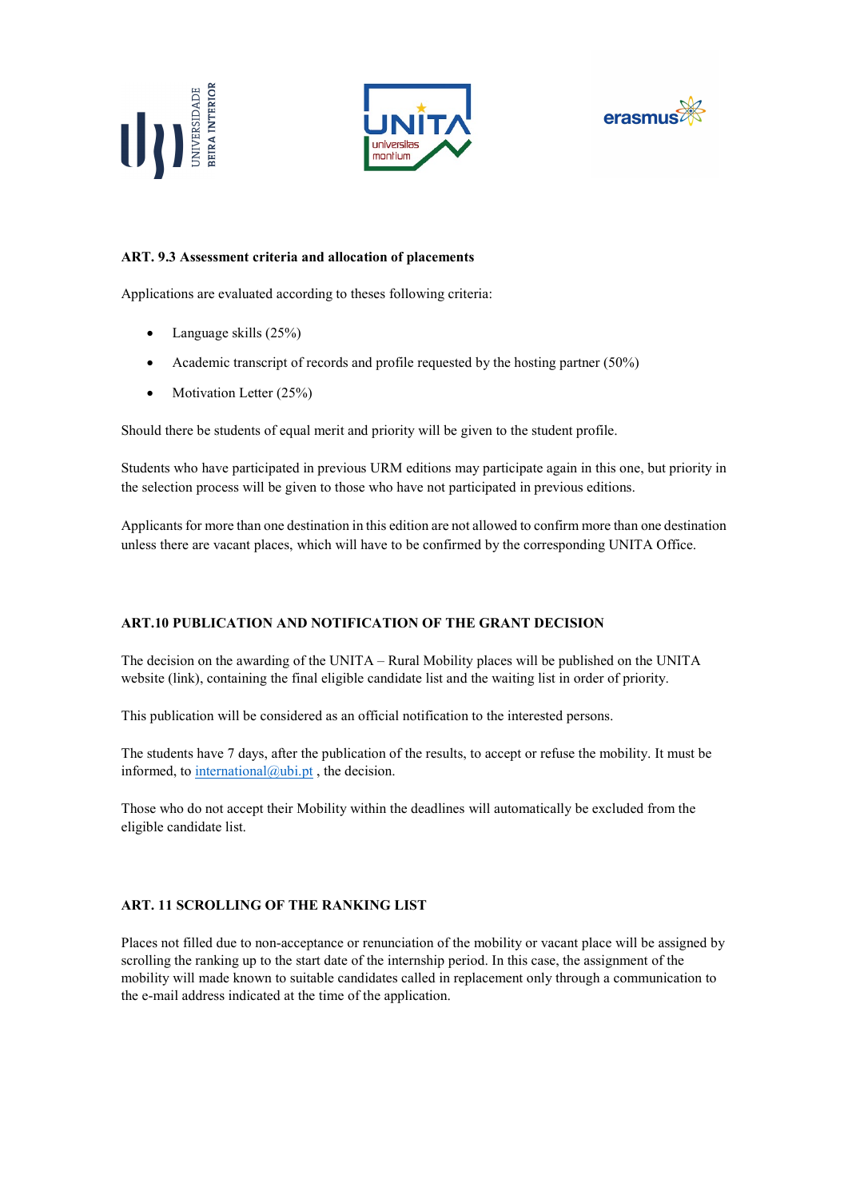**ART. 9.3 Assessment criteria and allocation of placements**

Applications are evaluated according to theses following criteria:

- Language skills (25%)
- Academic transcript of records and profile requested by the hosting partner (50%)
- Motivation Letter (25%)

Should there be students of equal merit and priority will be given to the student profile.

Students who have participated in previous URM editions may participate again in this one, but priority in the selection process will be given to those who have not participated in previous editions.

Applicants for more than one destination in this edition are not allowed to confirm more than one destination unless there are vacant places, which will have to be confirmed by the corresponding UNITA Office.

**ART.10 PUBLICATION AND NOTIFICATION OF THE GRANT DECISION**

The decision on the awarding of the UNITA – Rural Mobility places will be published on the UNITA website (link), containing the final eligible candidate list and the waiting list in order of priority.

This publication will be considered as an official notification to the interested persons.

The students have 7 days, after the publication of the results, to accept or refuse the mobility. It must be informed, to international@ubi.pt , the decision.

Those who do not accept their Mobility within the deadlines will automatically be excluded from the eligible candidate list.

**ART. 11 SCROLLING OF THE RANKING LIST**

Places not filled due to non-acceptance or renunciation of the mobility or vacant place will be assigned by scrolling the ranking up to the start date of the internship period. In this case, the assignment of the mobility will made known to suitable candidates called in replacement only through a communication to the e-mail address indicated at the time of the application.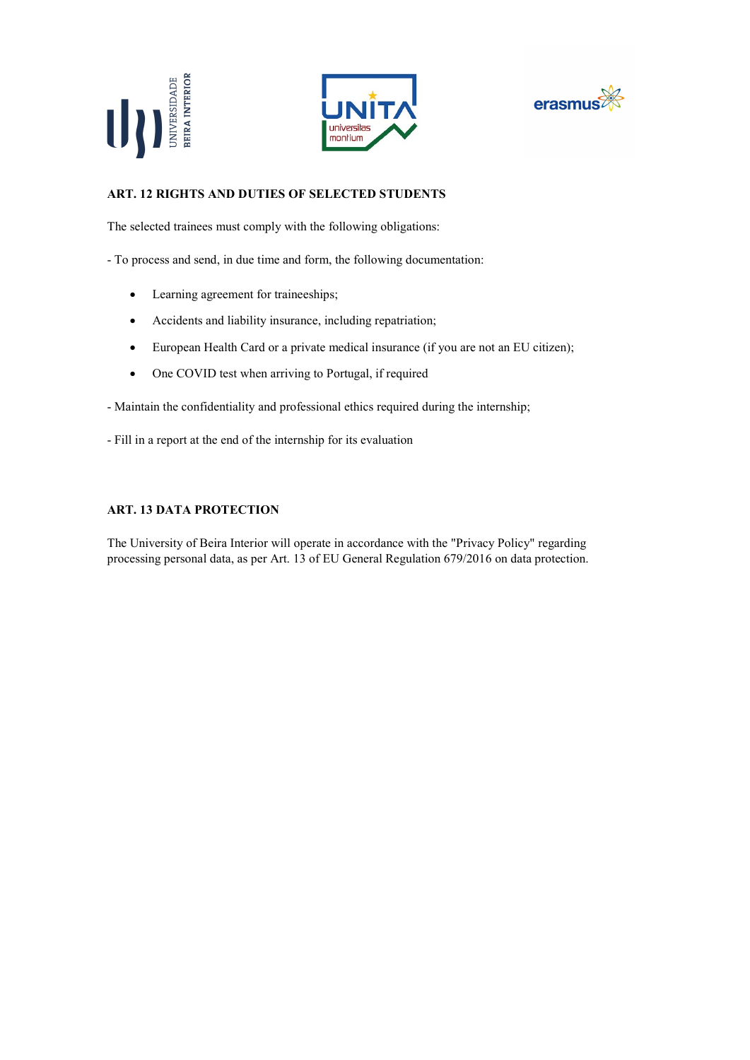### ART. 12 RIGHTS AND DUTIES OF SELECTED STUDENTS

The selected trainees must comply with the following obligations:

- To process and send, in due time and form, the following documentation:

  - Learning agreement for traineeships;
  - Accidents and liability insurance, including repatriation;
  - European Health Card or a private medical insurance (if you are not an EU citizen);
  - One COVID test when arriving to Portugal, if required

- Maintain the confidentiality and professional ethics required during the internship;

- Fill in a report at the end of the internship for its evaluation

### ART. 13 DATA PROTECTION

The University of Beira Interior will operate in accordance with the "Privacy Policy" regarding processing personal data, as per Art. 13 of EU General Regulation 679/2016 on data protection.